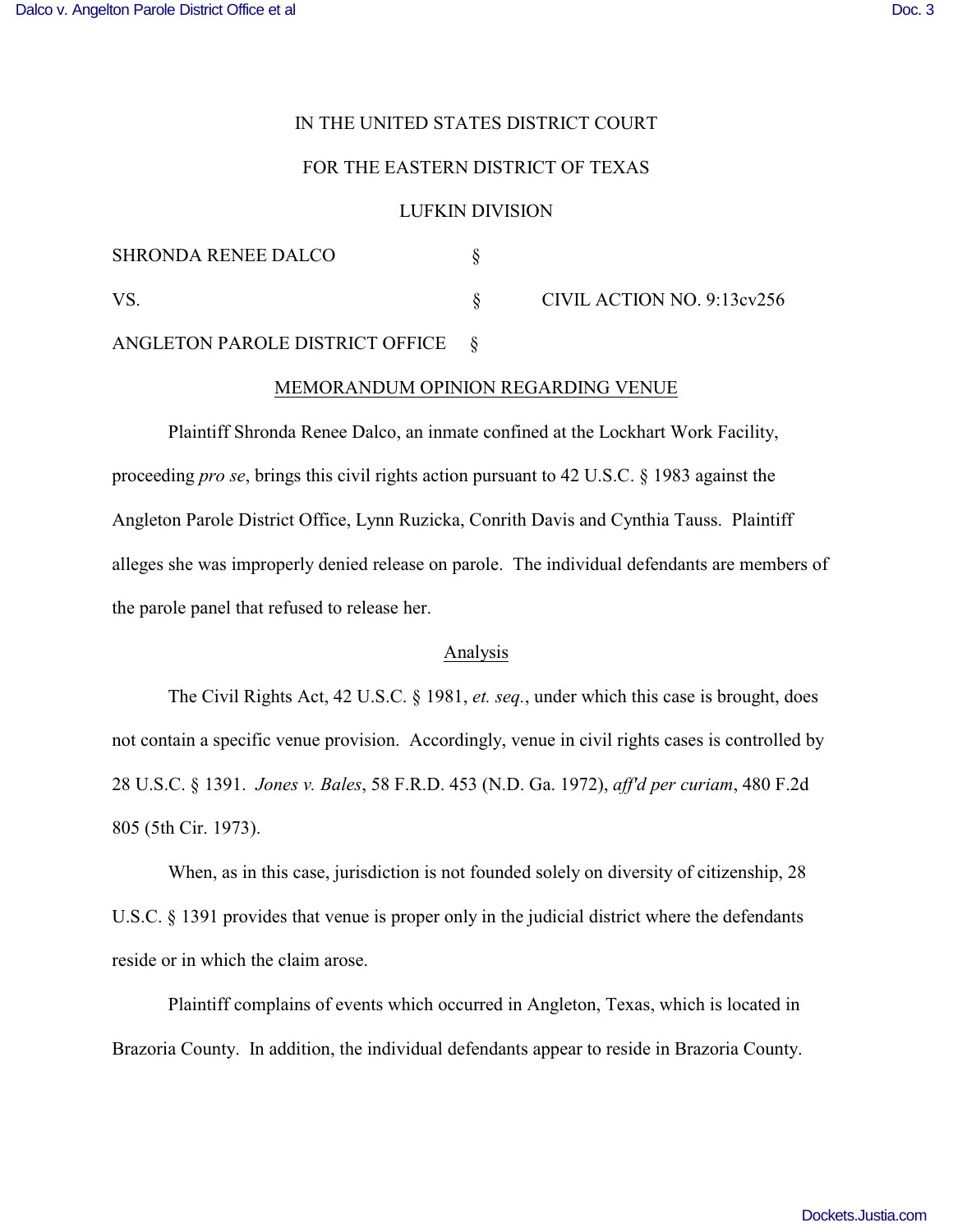IN THE UNITED STATES DISTRICT COURT

FOR THE EASTERN DISTRICT OF TEXAS

LUFKIN DIVISION

| | | |
|---|---|---|
| SHRONDA RENEE DALCO | § | |
| VS. | § | CIVIL ACTION NO. 9:13cv256 |
| ANGLETON PAROLE DISTRICT OFFICE | § | |

## MEMORANDUM OPINION REGARDING VENUE

Plaintiff Shronda Renee Dalco, an inmate confined at the Lockhart Work Facility, proceeding *pro se*, brings this civil rights action pursuant to 42 U.S.C. § 1983 against the Angleton Parole District Office, Lynn Ruzicka, Conrith Davis and Cynthia Tauss. Plaintiff alleges she was improperly denied release on parole. The individual defendants are members of the parole panel that refused to release her.

### Analysis

The Civil Rights Act, 42 U.S.C. § 1981, *et. seq.*, under which this case is brought, does not contain a specific venue provision. Accordingly, venue in civil rights cases is controlled by 28 U.S.C. § 1391. *Jones v. Bales*, 58 F.R.D. 453 (N.D. Ga. 1972), *aff'd per curiam*, 480 F.2d 805 (5th Cir. 1973).

When, as in this case, jurisdiction is not founded solely on diversity of citizenship, 28 U.S.C. § 1391 provides that venue is proper only in the judicial district where the defendants reside or in which the claim arose.

Plaintiff complains of events which occurred in Angleton, Texas, which is located in Brazoria County. In addition, the individual defendants appear to reside in Brazoria County.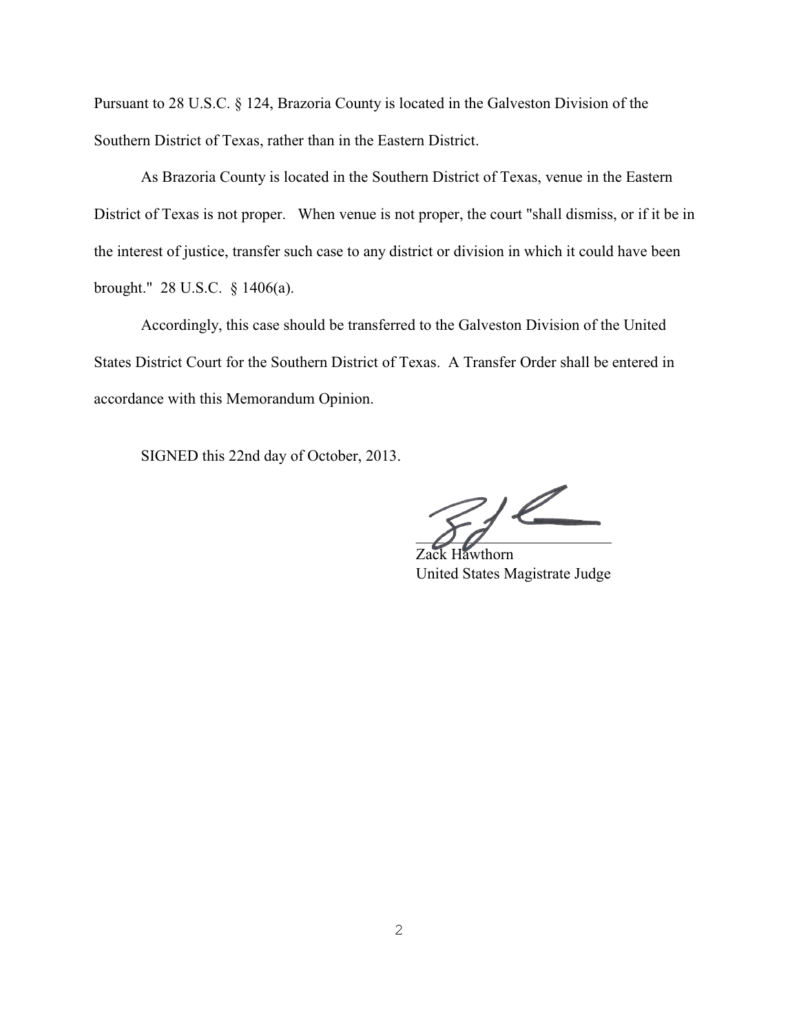Pursuant to 28 U.S.C. § 124, Brazoria County is located in the Galveston Division of the Southern District of Texas, rather than in the Eastern District.

As Brazoria County is located in the Southern District of Texas, venue in the Eastern District of Texas is not proper. When venue is not proper, the court "shall dismiss, or if it be in the interest of justice, transfer such case to any district or division in which it could have been brought." 28 U.S.C. § 1406(a).

Accordingly, this case should be transferred to the Galveston Division of the United States District Court for the Southern District of Texas. A Transfer Order shall be entered in accordance with this Memorandum Opinion.

SIGNED this 22nd day of October, 2013.

Zack Hawthorn
United States Magistrate Judge